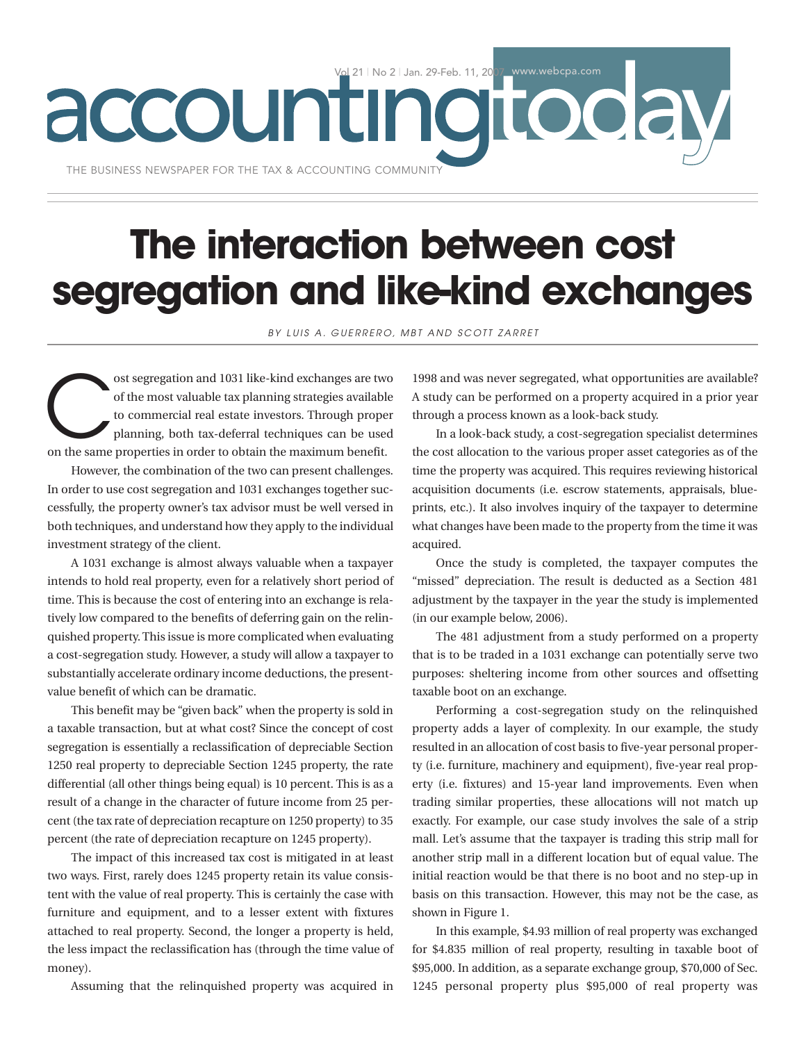# The interaction between cost segregation and like-kind exchanges

*BY LUIS A. GUERRERO, MBT AND SCOTT ZARRET*

Cost segregation and 1031 like-kind exchanges are two of the most valuable tax planning strategies available to commercial real estate investors. Through proper planning, both tax-deferral techniques can be used on the same properties in order to obtain the maximum benefit.

However, the combination of the two can present challenges. In order to use cost segregation and 1031 exchanges together successfully, the property owner's tax advisor must be well versed in both techniques, and understand how they apply to the individual investment strategy of the client.

A 1031 exchange is almost always valuable when a taxpayer intends to hold real property, even for a relatively short period of time. This is because the cost of entering into an exchange is relatively low compared to the benefits of deferring gain on the relinquished property. This issue is more complicated when evaluating a cost-segregation study. However, a study will allow a taxpayer to substantially accelerate ordinary income deductions, the present-value benefit of which can be dramatic.

This benefit may be "given back" when the property is sold in a taxable transaction, but at what cost? Since the concept of cost segregation is essentially a reclassification of depreciable Section 1250 real property to depreciable Section 1245 property, the rate differential (all other things being equal) is 10 percent. This is as a result of a change in the character of future income from 25 percent (the tax rate of depreciation recapture on 1250 property) to 35 percent (the rate of depreciation recapture on 1245 property).

The impact of this increased tax cost is mitigated in at least two ways. First, rarely does 1245 property retain its value consistent with the value of real property. This is certainly the case with furniture and equipment, and to a lesser extent with fixtures attached to real property. Second, the longer a property is held, the less impact the reclassification has (through the time value of money).

Assuming that the relinquished property was acquired in 1998 and was never segregated, what opportunities are available? A study can be performed on a property acquired in a prior year through a process known as a look-back study.

In a look-back study, a cost-segregation specialist determines the cost allocation to the various proper asset categories as of the time the property was acquired. This requires reviewing historical acquisition documents (i.e. escrow statements, appraisals, blueprints, etc.). It also involves inquiry of the taxpayer to determine what changes have been made to the property from the time it was acquired.

Once the study is completed, the taxpayer computes the "missed" depreciation. The result is deducted as a Section 481 adjustment by the taxpayer in the year the study is implemented (in our example below, 2006).

The 481 adjustment from a study performed on a property that is to be traded in a 1031 exchange can potentially serve two purposes: sheltering income from other sources and offsetting taxable boot on an exchange.

Performing a cost-segregation study on the relinquished property adds a layer of complexity. In our example, the study resulted in an allocation of cost basis to five-year personal property (i.e. furniture, machinery and equipment), five-year real property (i.e. fixtures) and 15-year land improvements. Even when trading similar properties, these allocations will not match up exactly. For example, our case study involves the sale of a strip mall. Let's assume that the taxpayer is trading this strip mall for another strip mall in a different location but of equal value. The initial reaction would be that there is no boot and no step-up in basis on this transaction. However, this may not be the case, as shown in Figure 1.

In this example, $4.93 million of real property was exchanged for $4.835 million of real property, resulting in taxable boot of $95,000. In addition, as a separate exchange group, $70,000 of Sec. 1245 personal property plus $95,000 of real property was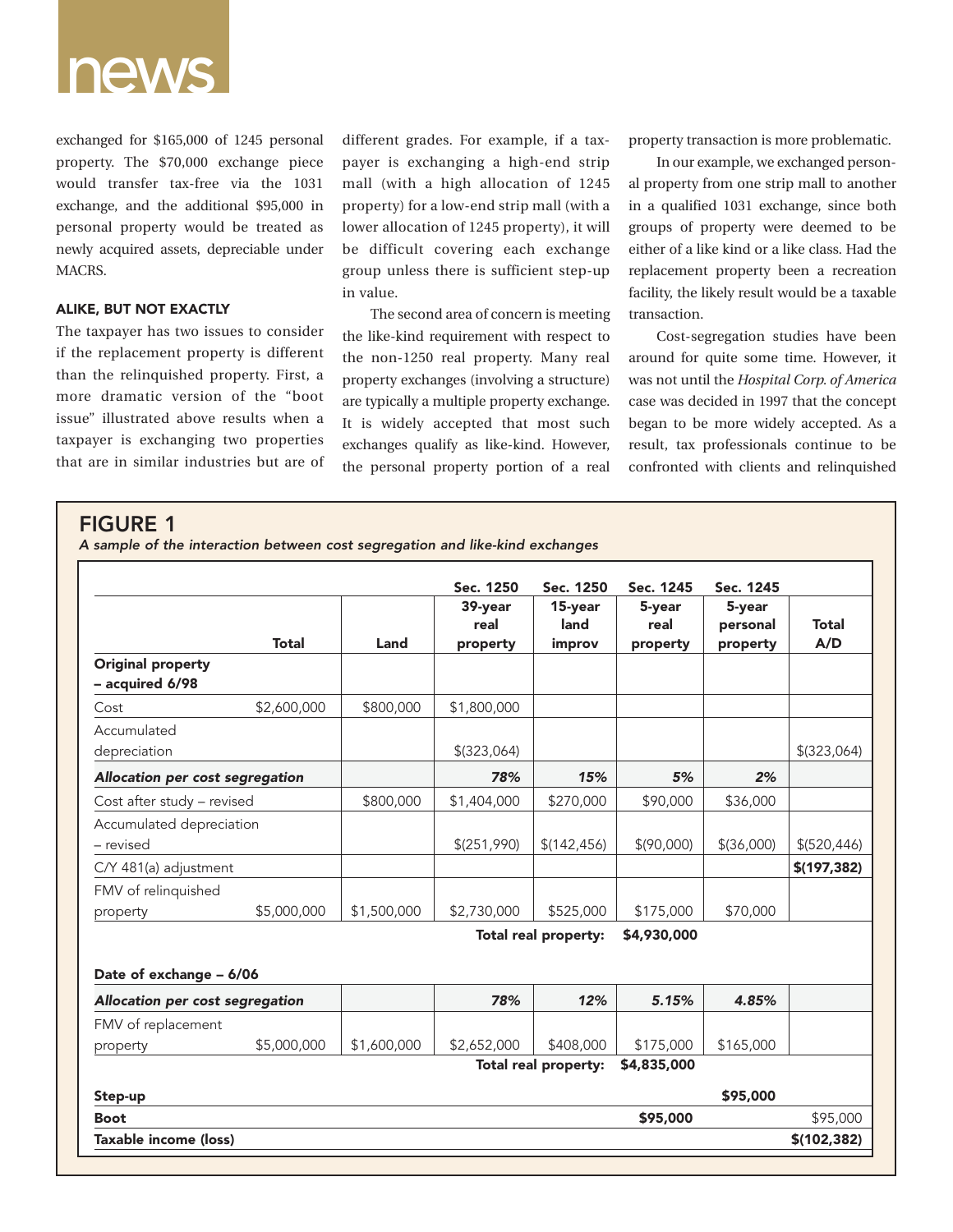exchanged for $165,000 of 1245 personal property. The $70,000 exchange piece would transfer tax-free via the 1031 exchange, and the additional $95,000 in personal property would be treated as newly acquired assets, depreciable under MACRS.

### ALIKE, BUT NOT EXACTLY

The taxpayer has two issues to consider if the replacement property is different than the relinquished property. First, a more dramatic version of the "boot issue" illustrated above results when a taxpayer is exchanging two properties that are in similar industries but are of different grades. For example, if a taxpayer is exchanging a high-end strip mall (with a high allocation of 1245 property) for a low-end strip mall (with a lower allocation of 1245 property), it will be difficult covering each exchange group unless there is sufficient step-up in value.

The second area of concern is meeting the like-kind requirement with respect to the non-1250 real property. Many real property exchanges (involving a structure) are typically a multiple property exchange. It is widely accepted that most such exchanges qualify as like-kind. However, the personal property portion of a real property transaction is more problematic.

In our example, we exchanged personal property from one strip mall to another in a qualified 1031 exchange, since both groups of property were deemed to be either of a like kind or a like class. Had the replacement property been a recreation facility, the likely result would be a taxable transaction.

Cost-segregation studies have been around for quite some time. However, it was not until the *Hospital Corp. of America* case was decided in 1997 that the concept began to be more widely accepted. As a result, tax professionals continue to be confronted with clients and relinquished

## FIGURE 1

*A sample of the interaction between cost segregation and like-kind exchanges*

| | Total | Land | Sec. 1250 39-year real property | Sec. 1250 15-year land improv | Sec. 1245 5-year real property | Sec. 1245 5-year personal property | Total A/D |
|---|---|---|---|---|---|---|---|
| **Original property – acquired 6/98** | | | | | | | |
| Cost | $2,600,000 | $800,000 | $1,800,000 | | | | |
| Accumulated depreciation | | | $(323,064) | | | | $(323,064) |
| ***Allocation per cost segregation*** | | | *78%* | *15%* | *5%* | *2%* | |
| Cost after study – revised | | $800,000 | $1,404,000 | $270,000 | $90,000 | $36,000 | |
| Accumulated depreciation – revised | | | $(251,990) | $(142,456) | $(90,000) | $(36,000) | $(520,446) |
| C/Y 481(a) adjustment | | | | | | | **$(197,382)** |
| FMV of relinquished property | $5,000,000 | $1,500,000 | $2,730,000 | $525,000 | $175,000 | $70,000 | |
| | | | | **Total real property:** | **$4,930,000** | | |
| **Date of exchange – 6/06** | | | | | | | |
| ***Allocation per cost segregation*** | | | *78%* | *12%* | *5.15%* | *4.85%* | |
| FMV of replacement property | $5,000,000 | $1,600,000 | $2,652,000 | $408,000 | $175,000 | $165,000 | |
| | | | | **Total real property:** | **$4,835,000** | | |
| **Step-up** | | | | | | **$95,000** | |
| **Boot** | | | | | **$95,000** | | $95,000 |
| **Taxable income (loss)** | | | | | | | **$(102,382)** |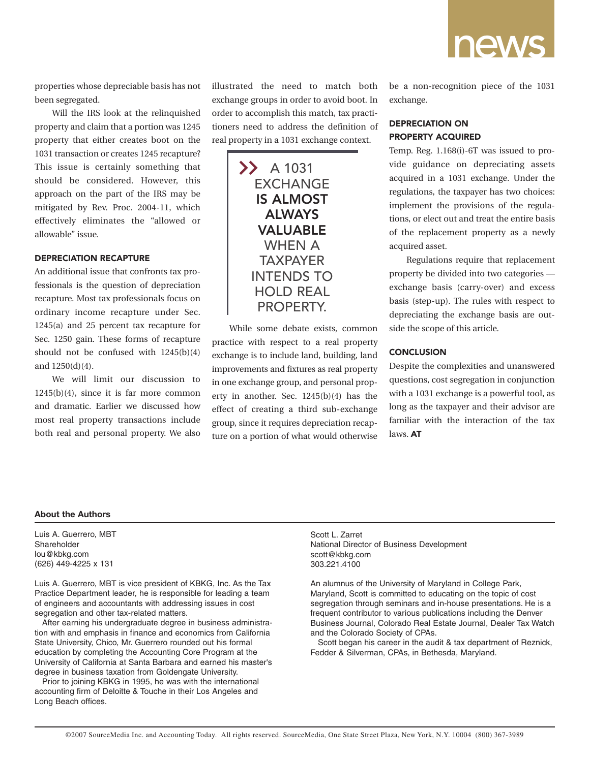properties whose depreciable basis has not been segregated.

Will the IRS look at the relinquished property and claim that a portion was 1245 property that either creates boot on the 1031 transaction or creates 1245 recapture? This issue is certainly something that should be considered. However, this approach on the part of the IRS may be mitigated by Rev. Proc. 2004-11, which effectively eliminates the "allowed or allowable" issue.

### DEPRECIATION RECAPTURE

An additional issue that confronts tax professionals is the question of depreciation recapture. Most tax professionals focus on ordinary income recapture under Sec. 1245(a) and 25 percent tax recapture for Sec. 1250 gain. These forms of recapture should not be confused with 1245(b)(4) and 1250(d)(4).

We will limit our discussion to 1245(b)(4), since it is far more common and dramatic. Earlier we discussed how most real property transactions include both real and personal property. We also illustrated the need to match both exchange groups in order to avoid boot. In order to accomplish this match, tax practitioners need to address the definition of real property in a 1031 exchange context.

> A 1031 EXCHANGE **IS ALMOST ALWAYS VALUABLE** WHEN A TAXPAYER INTENDS TO HOLD REAL PROPERTY.

While some debate exists, common practice with respect to a real property exchange is to include land, building, land improvements and fixtures as real property in one exchange group, and personal property in another. Sec. 1245(b)(4) has the effect of creating a third sub-exchange group, since it requires depreciation recapture on a portion of what would otherwise be a non-recognition piece of the 1031 exchange.

### DEPRECIATION ON PROPERTY ACQUIRED

Temp. Reg. 1.168(i)-6T was issued to provide guidance on depreciating assets acquired in a 1031 exchange. Under the regulations, the taxpayer has two choices: implement the provisions of the regulations, or elect out and treat the entire basis of the replacement property as a newly acquired asset.

Regulations require that replacement property be divided into two categories — exchange basis (carry-over) and excess basis (step-up). The rules with respect to depreciating the exchange basis are outside the scope of this article.

### CONCLUSION

Despite the complexities and unanswered questions, cost segregation in conjunction with a 1031 exchange is a powerful tool, as long as the taxpayer and their advisor are familiar with the interaction of the tax laws. **AT**

### About the Authors

Luis A. Guerrero, MBT
Shareholder
lou@kbkg.com
(626) 449-4225 x 131

Luis A. Guerrero, MBT is vice president of KBKG, Inc. As the Tax Practice Department leader, he is responsible for leading a team of engineers and accountants with addressing issues in cost segregation and other tax-related matters.

After earning his undergraduate degree in business administration with and emphasis in finance and economics from California State University, Chico, Mr. Guerrero rounded out his formal education by completing the Accounting Core Program at the University of California at Santa Barbara and earned his master's degree in business taxation from Goldengate University.

Prior to joining KBKG in 1995, he was with the international accounting firm of Deloitte & Touche in their Los Angeles and Long Beach offices.

Scott L. Zarret
National Director of Business Development
scott@kbkg.com
303.221.4100

An alumnus of the University of Maryland in College Park, Maryland, Scott is committed to educating on the topic of cost segregation through seminars and in-house presentations. He is a frequent contributor to various publications including the Denver Business Journal, Colorado Real Estate Journal, Dealer Tax Watch and the Colorado Society of CPAs.

Scott began his career in the audit & tax department of Reznick, Fedder & Silverman, CPAs, in Bethesda, Maryland.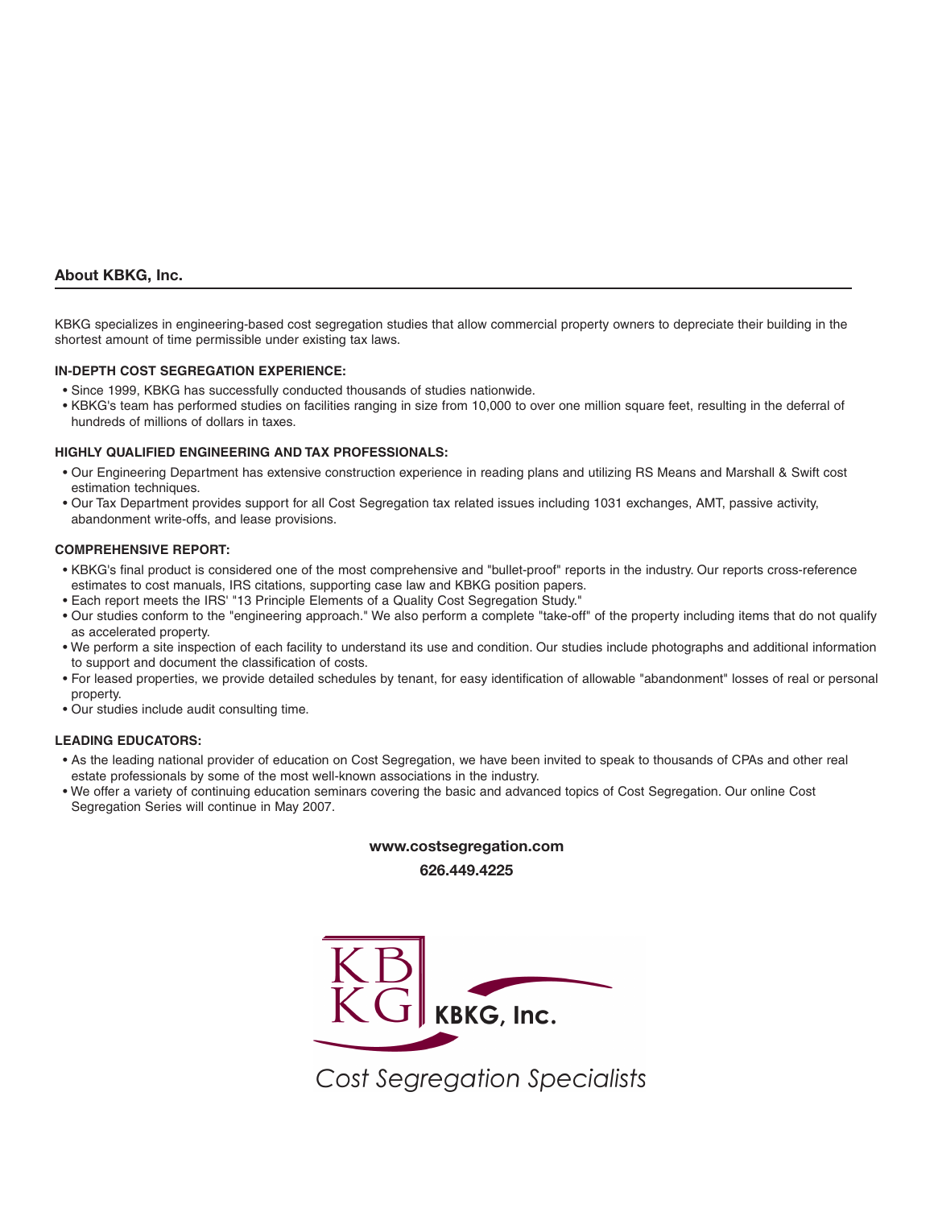## About KBKG, Inc.

KBKG specializes in engineering-based cost segregation studies that allow commercial property owners to depreciate their building in the shortest amount of time permissible under existing tax laws.

**IN-DEPTH COST SEGREGATION EXPERIENCE:**

- Since 1999, KBKG has successfully conducted thousands of studies nationwide.
- KBKG's team has performed studies on facilities ranging in size from 10,000 to over one million square feet, resulting in the deferral of hundreds of millions of dollars in taxes.

**HIGHLY QUALIFIED ENGINEERING AND TAX PROFESSIONALS:**

- Our Engineering Department has extensive construction experience in reading plans and utilizing RS Means and Marshall & Swift cost estimation techniques.
- Our Tax Department provides support for all Cost Segregation tax related issues including 1031 exchanges, AMT, passive activity, abandonment write-offs, and lease provisions.

**COMPREHENSIVE REPORT:**

- KBKG's final product is considered one of the most comprehensive and "bullet-proof" reports in the industry. Our reports cross-reference estimates to cost manuals, IRS citations, supporting case law and KBKG position papers.
- Each report meets the IRS' "13 Principle Elements of a Quality Cost Segregation Study."
- Our studies conform to the "engineering approach." We also perform a complete "take-off" of the property including items that do not qualify as accelerated property.
- We perform a site inspection of each facility to understand its use and condition. Our studies include photographs and additional information to support and document the classification of costs.
- For leased properties, we provide detailed schedules by tenant, for easy identification of allowable "abandonment" losses of real or personal property.
- Our studies include audit consulting time.

**LEADING EDUCATORS:**

- As the leading national provider of education on Cost Segregation, we have been invited to speak to thousands of CPAs and other real estate professionals by some of the most well-known associations in the industry.
- We offer a variety of continuing education seminars covering the basic and advanced topics of Cost Segregation. Our online Cost Segregation Series will continue in May 2007.

**www.costsegregation.com**

**626.449.4225**

KB
KG **KBKG, Inc.**

*Cost Segregation Specialists*